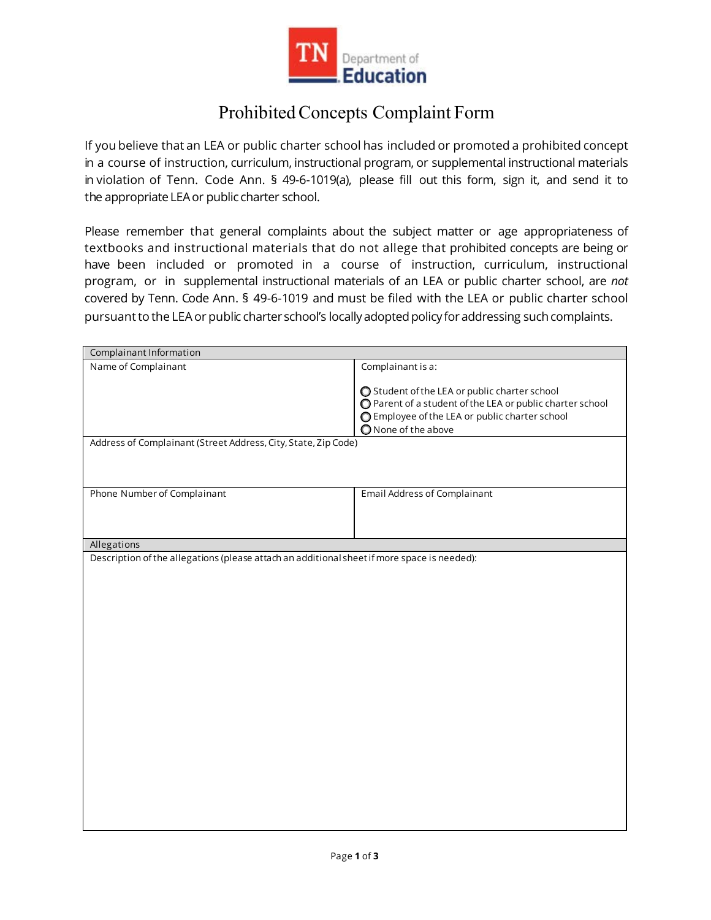TN Department of Education

# Prohibited Concepts Complaint Form

If you believe that an LEA or public charter school has included or promoted a prohibited concept in a course of instruction, curriculum, instructional program, or supplemental instructional materials in violation of Tenn. Code Ann. § 49-6-1019(a), please fill out this form, sign it, and send it to the appropriate LEA or public charter school.

Please remember that general complaints about the subject matter or age appropriateness of textbooks and instructional materials that do not allege that prohibited concepts are being or have been included or promoted in a course of instruction, curriculum, instructional program, or in supplemental instructional materials of an LEA or public charter school, are *not* covered by Tenn. Code Ann. § 49-6-1019 and must be filed with the LEA or public charter school pursuant to the LEA or public charter school's locally adopted policy for addressing such complaints.

| Complaintant Information | |
|---|---|
| Name of Complainant | Complainant is a:<br><br>○ Student of the LEA or public charter school<br>○ Parent of a student of the LEA or public charter school<br>○ Employee of the LEA or public charter school<br>○ None of the above |
| Address of Complainant (Street Address, City, State, Zip Code) | |
| Phone Number of Complainant | Email Address of Complainant |

| Allegations |
|---|
| Description of the allegations (please attach an additional sheet if more space is needed): |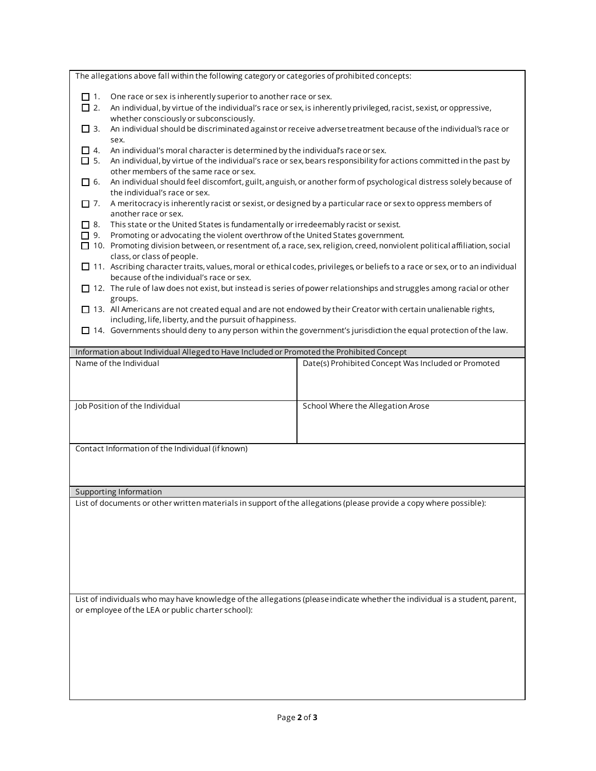The allegations above fall within the following category or categories of prohibited concepts:

- ☐ 1. One race or sex is inherently superior to another race or sex.
- ☐ 2. An individual, by virtue of the individual's race or sex, is inherently privileged, racist, sexist, or oppressive, whether consciously or subconsciously.
- ☐ 3. An individual should be discriminated against or receive adverse treatment because of the individual's race or sex.
- ☐ 4. An individual's moral character is determined by the individual's race or sex.
- ☐ 5. An individual, by virtue of the individual's race or sex, bears responsibility for actions committed in the past by other members of the same race or sex.
- ☐ 6. An individual should feel discomfort, guilt, anguish, or another form of psychological distress solely because of the individual's race or sex.
- ☐ 7. A meritocracy is inherently racist or sexist, or designed by a particular race or sex to oppress members of another race or sex.
- ☐ 8. This state or the United States is fundamentally or irredeemably racist or sexist.
- ☐ 9. Promoting or advocating the violent overthrow of the United States government.
- ☐ 10. Promoting division between, or resentment of, a race, sex, religion, creed, nonviolent political affiliation, social class, or class of people.
- ☐ 11. Ascribing character traits, values, moral or ethical codes, privileges, or beliefs to a race or sex, or to an individual because of the individual's race or sex.
- ☐ 12. The rule of law does not exist, but instead is series of power relationships and struggles among racial or other groups.
- ☐ 13. All Americans are not created equal and are not endowed by their Creator with certain unalienable rights, including, life, liberty, and the pursuit of happiness.
- ☐ 14. Governments should deny to any person within the government's jurisdiction the equal protection of the law.

## Information about Individual Alleged to Have Included or Promoted the Prohibited Concept

| Name of the Individual | Date(s) Prohibited Concept Was Included or Promoted |
|---|---|
| | |

| Job Position of the Individual | School Where the Allegation Arose |
|---|---|
| | |

Contact Information of the Individual (if known)

## Supporting Information

List of documents or other written materials in support of the allegations (please provide a copy where possible):

List of individuals who may have knowledge of the allegations (please indicate whether the individual is a student, parent, or employee of the LEA or public charter school):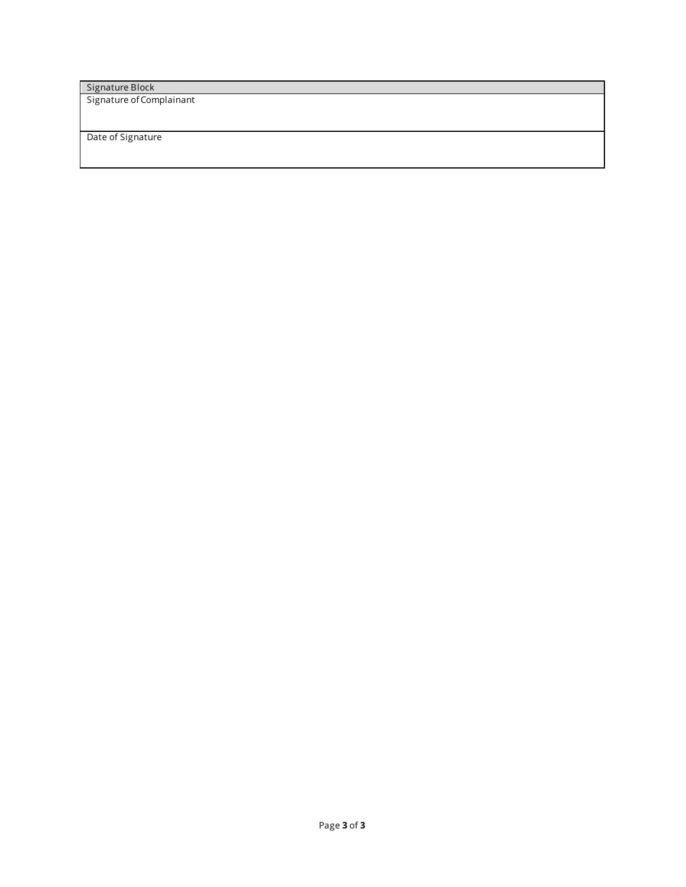| Signature Block |
| --- |
| Signature of Complainant |
| Date of Signature |